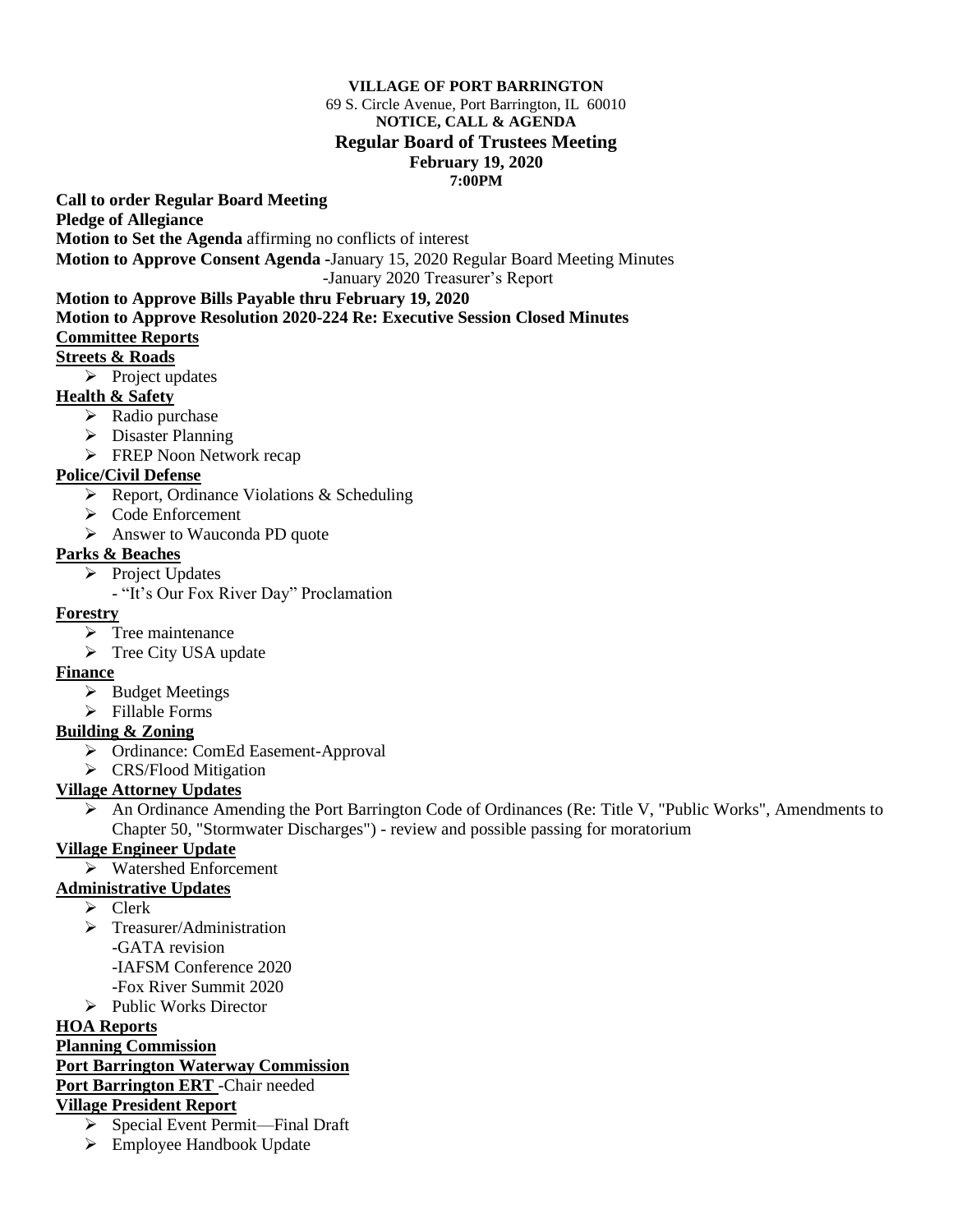**VILLAGE OF PORT BARRINGTON**

69 S. Circle Avenue, Port Barrington, IL 60010

**NOTICE, CALL & AGENDA**

**Regular Board of Trustees Meeting**

**February 19, 2020**

**7:00PM**

**Call to order Regular Board Meeting**

**Pledge of Allegiance**

**Motion to Set the Agenda** affirming no conflicts of interest

**Motion to Approve Consent Agenda -**January 15, 2020 Regular Board Meeting Minutes
-January 2020 Treasurer's Report

**Motion to Approve Bills Payable thru February 19, 2020**

**Motion to Approve Resolution 2020-224 Re: Executive Session Closed Minutes**

**Committee Reports**

**Streets & Roads**

- Project updates

**Health & Safety**

- Radio purchase
- Disaster Planning
- FREP Noon Network recap

**Police/Civil Defense**

- Report, Ordinance Violations & Scheduling
- Code Enforcement
- Answer to Wauconda PD quote

**Parks & Beaches**

- Project Updates
  - "It's Our Fox River Day" Proclamation

**Forestry**

- Tree maintenance
- Tree City USA update

**Finance**

- Budget Meetings
- Fillable Forms

**Building & Zoning**

- Ordinance: ComEd Easement-Approval
- CRS/Flood Mitigation

**Village Attorney Updates**

- An Ordinance Amending the Port Barrington Code of Ordinances (Re: Title V, "Public Works", Amendments to Chapter 50, "Stormwater Discharges") - review and possible passing for moratorium

**Village Engineer Update**

- Watershed Enforcement

**Administrative Updates**

- Clerk
- Treasurer/Administration
  - -GATA revision
  - -IAFSM Conference 2020
  - -Fox River Summit 2020
- Public Works Director

**HOA Reports**

**Planning Commission**

**Port Barrington Waterway Commission**

**Port Barrington ERT** -Chair needed

**Village President Report**

- Special Event Permit—Final Draft
- Employee Handbook Update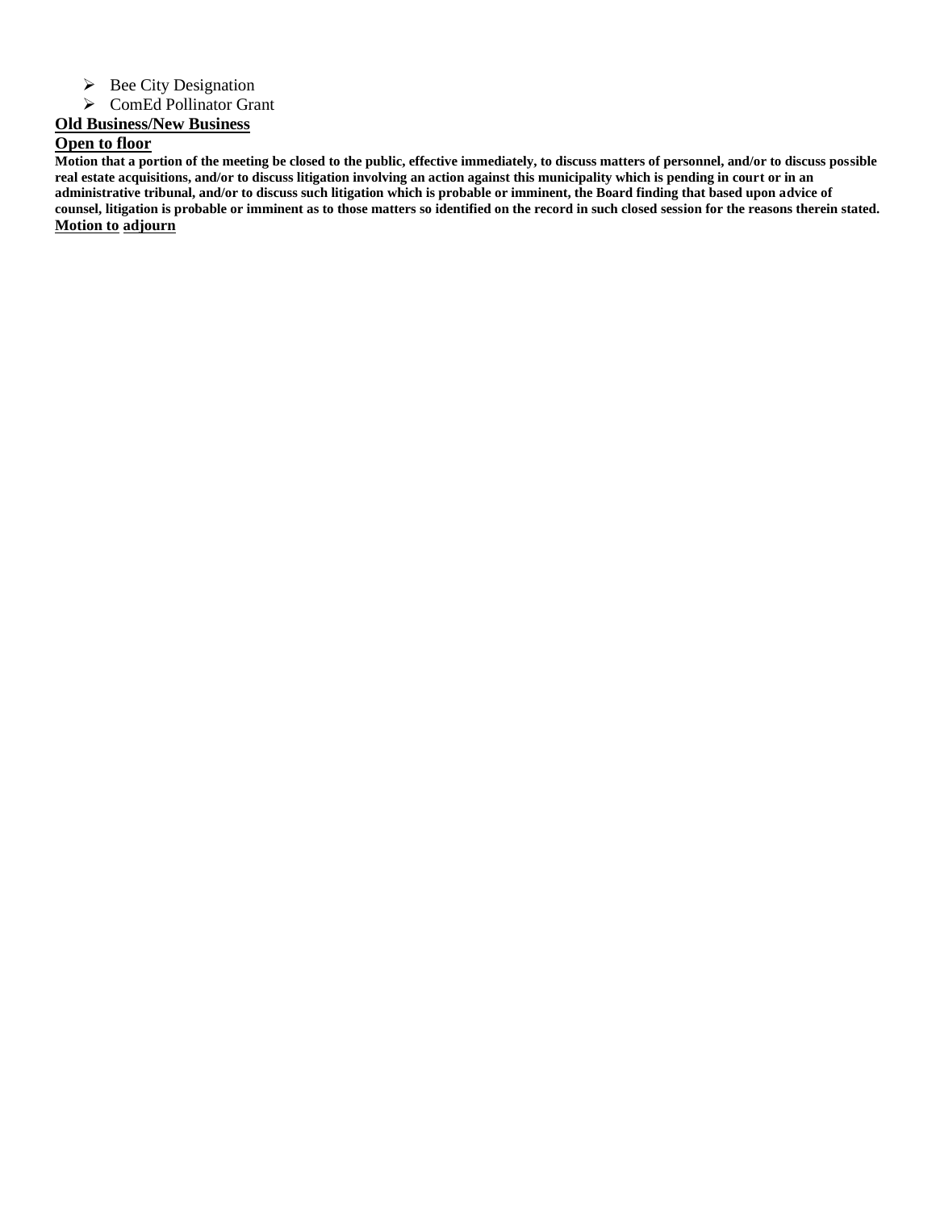- Bee City Designation
- ComEd Pollinator Grant

**Old Business/New Business**

**Open to floor**

**Motion that a portion of the meeting be closed to the public, effective immediately, to discuss matters of personnel, and/or to discuss possible real estate acquisitions, and/or to discuss litigation involving an action against this municipality which is pending in court or in an administrative tribunal, and/or to discuss such litigation which is probable or imminent, the Board finding that based upon advice of counsel, litigation is probable or imminent as to those matters so identified on the record in such closed session for the reasons therein stated.**

**Motion to adjourn**